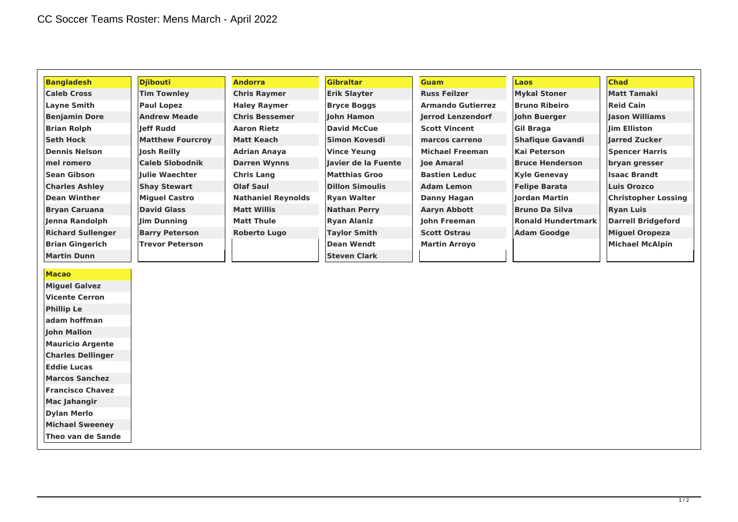# CC Soccer Teams Roster: Mens March - April 2022

| Bangladesh | Djibouti | Andorra | Gibraltar | Guam | Laos | Chad |
|---|---|---|---|---|---|---|
| Caleb Cross | Tim Townley | Chris Raymer | Erik Slayter | Russ Feilzer | Mykal Stoner | Matt Tamaki |
| Layne Smith | Paul Lopez | Haley Raymer | Bryce Boggs | Armando Gutierrez | Bruno Ribeiro | Reid Cain |
| Benjamin Dore | Andrew Meade | Chris Bessemer | John Hamon | Jerrod Lenzendorf | John Buerger | Jason Williams |
| Brian Rolph | Jeff Rudd | Aaron Rietz | David McCue | Scott Vincent | Gil Braga | Jim Elliston |
| Seth Hock | Matthew Fourcroy | Matt Keach | Simon Kovesdi | marcos carreno | Shafique Gavandi | Jarred Zucker |
| Dennis Nelson | Josh Reilly | Adrian Anaya | Vince Yeung | Michael Freeman | Kai Peterson | Spencer Harris |
| mel romero | Caleb Slobodnik | Darren Wynns | Javier de la Fuente | Joe Amaral | Bruce Henderson | bryan gresser |
| Sean Gibson | Julie Waechter | Chris Lang | Matthias Groo | Bastien Leduc | Kyle Genevay | Isaac Brandt |
| Charles Ashley | Shay Stewart | Olaf Saul | Dillon Simoulis | Adam Lemon | Felipe Barata | Luis Orozco |
| Dean Winther | Miguel Castro | Nathaniel Reynolds | Ryan Walter | Danny Hagan | Jordan Martin | Christopher Lossing |
| Bryan Caruana | David Glass | Matt Willis | Nathan Perry | Aaryn Abbott | Bruno Da Silva | Ryan Luis |
| Jenna Randolph | Jim Dunning | Matt Thule | Ryan Alaniz | John Freeman | Ronald Hundertmark | Darrell Bridgeford |
| Richard Sullenger | Barry Peterson | Roberto Lugo | Taylor Smith | Scott Ostrau | Adam Goodge | Miguel Oropeza |
| Brian Gingerich | Trevor Peterson | | Dean Wendt | Martin Arroyo | | Michael McAlpin |
| Martin Dunn | | | Steven Clark | | | |

| Macao |
|---|
| Miguel Galvez |
| Vicente Cerron |
| Phillip Le |
| adam hoffman |
| John Mallon |
| Mauricio Argente |
| Charles Dellinger |
| Eddie Lucas |
| Marcos Sanchez |
| Francisco Chavez |
| Mac Jahangir |
| Dylan Merlo |
| Michael Sweeney |
| Theo van de Sande |